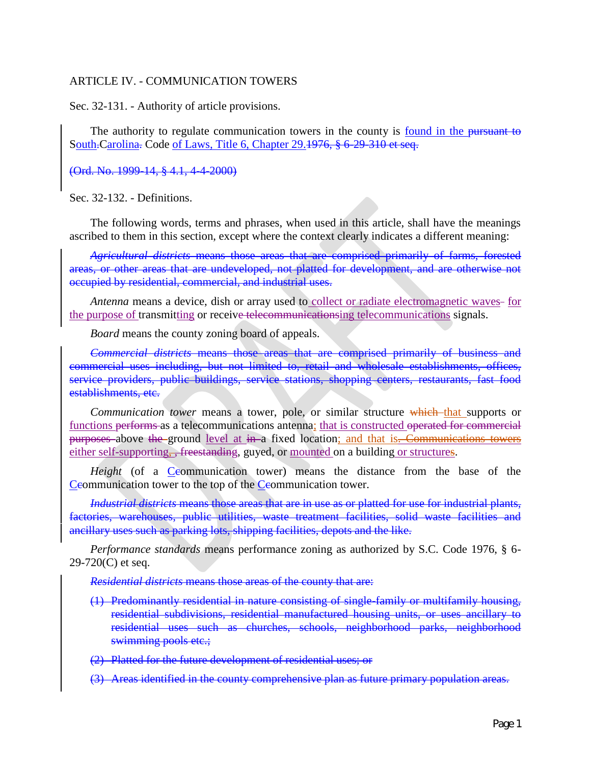ARTICLE IV. - COMMUNICATION TOWERS

Sec. 32-131. - Authority of article provisions.

The authority to regulate communication towers in the county is found in the ~~pursuant to~~ South~~.~~ Carolina~~.~~ Code of Laws, Title 6, Chapter 29.~~1976, § 6-29-310 et seq.~~

~~(Ord. No. 1999-14, § 4.1, 4-4-2000)~~

Sec. 32-132. - Definitions.

The following words, terms and phrases, when used in this article, shall have the meanings ascribed to them in this section, except where the context clearly indicates a different meaning:

~~*Agricultural districts* means those areas that are comprised primarily of farms, forested areas, or other areas that are undeveloped, not platted for development, and are otherwise not occupied by residential, commercial, and industrial uses.~~

*Antenna* means a device, dish or array used to collect or radiate electromagnetic waves~~-~~ for the purpose of transmitting or receiv~~e telecommunications~~ing telecommunications signals.

*Board* means the county zoning board of appeals.

~~*Commercial districts* means those areas that are comprised primarily of business and commercial uses including, but not limited to, retail and wholesale establishments, offices, service providers, public buildings, service stations, shopping centers, restaurants, fast food establishments, etc.~~

*Communication tower* means a tower, pole, or similar structure ~~which~~ that supports or functions ~~performs~~ as a telecommunications antenna; that is constructed ~~operated for commercial purposes~~ above ~~the~~ ground level at ~~in~~ a fixed location; and that is~~. Communications towers~~ either self-supporting~~, , freestanding~~, guyed, or mounted on a building or structure~~s~~.

*Height* (of a C~~c~~ommunication tower) means the distance from the base of the C~~c~~ommunication tower to the top of the C~~c~~ommunication tower.

~~*Industrial districts* means those areas that are in use as or platted for use for industrial plants, factories, warehouses, public utilities, waste treatment facilities, solid waste facilities and ancillary uses such as parking lots, shipping facilities, depots and the like.~~

*Performance standards* means performance zoning as authorized by S.C. Code 1976, § 6-29-720(C) et seq.

~~*Residential districts* means those areas of the county that are:~~

~~(1) Predominantly residential in nature consisting of single-family or multifamily housing, residential subdivisions, residential manufactured housing units, or uses ancillary to residential uses such as churches, schools, neighborhood parks, neighborhood swimming pools etc.;~~

~~(2) Platted for the future development of residential uses; or~~

~~(3) Areas identified in the county comprehensive plan as future primary population areas.~~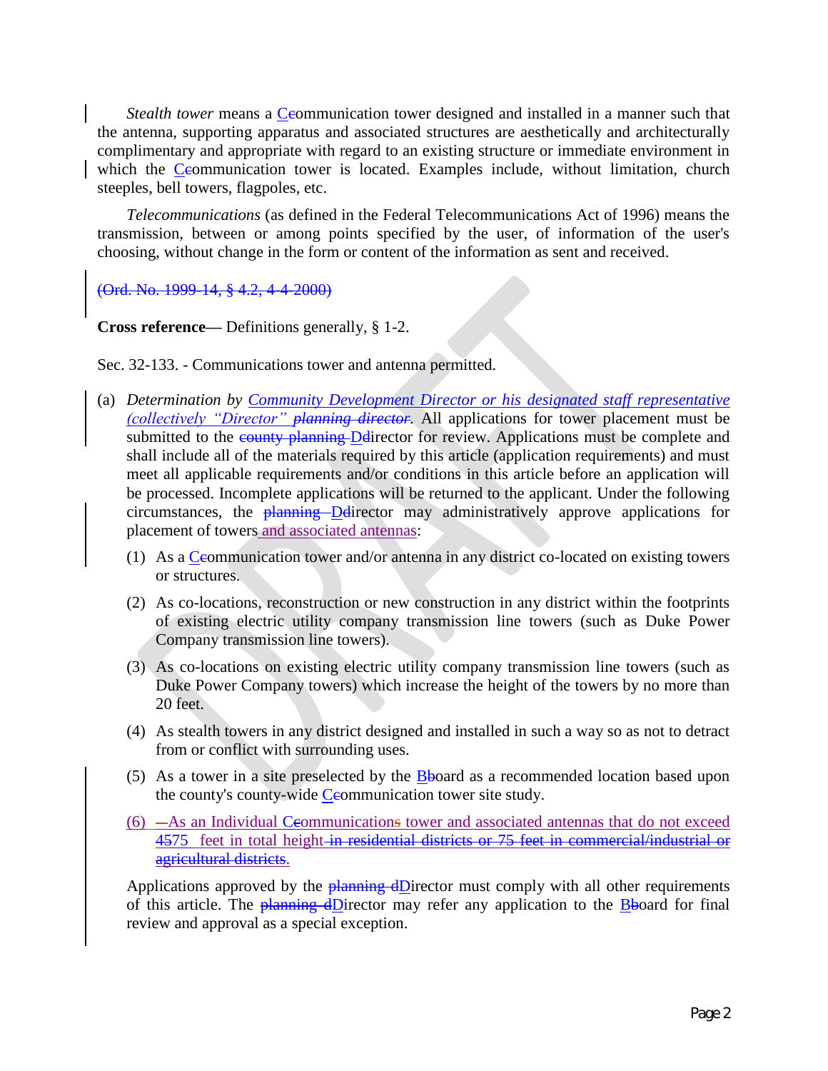*Stealth tower* means a C~~c~~ommunication tower designed and installed in a manner such that the antenna, supporting apparatus and associated structures are aesthetically and architecturally complimentary and appropriate with regard to an existing structure or immediate environment in which the C~~c~~ommunication tower is located. Examples include, without limitation, church steeples, bell towers, flagpoles, etc.

*Telecommunications* (as defined in the Federal Telecommunications Act of 1996) means the transmission, between or among points specified by the user, of information of the user's choosing, without change in the form or content of the information as sent and received.

~~(Ord. No. 1999-14, § 4.2, 4-4-2000)~~

**Cross reference—** Definitions generally, § 1-2.

Sec. 32-133. - Communications tower and antenna permitted.

(a) *Determination by Community Development Director or his designated staff representative (collectively "Director" ~~planning director~~.* All applications for tower placement must be submitted to the ~~county planning~~ D~~d~~irector for review. Applications must be complete and shall include all of the materials required by this article (application requirements) and must meet all applicable requirements and/or conditions in this article before an application will be processed. Incomplete applications will be returned to the applicant. Under the following circumstances, the ~~planning~~ D~~d~~irector may administratively approve applications for placement of towers and associated antennas:

   (1) As a C~~c~~ommunication tower and/or antenna in any district co-located on existing towers or structures.

   (2) As co-locations, reconstruction or new construction in any district within the footprints of existing electric utility company transmission line towers (such as Duke Power Company transmission line towers).

   (3) As co-locations on existing electric utility company transmission line towers (such as Duke Power Company towers) which increase the height of the towers by no more than 20 feet.

   (4) As stealth towers in any district designed and installed in such a way so as not to detract from or conflict with surrounding uses.

   (5) As a tower in a site preselected by the B~~b~~oard as a recommended location based upon the county's county-wide C~~c~~ommunication tower site study.

   (6) ~~—~~As an Individual C~~c~~ommunication~~s~~ tower and associated antennas that do not exceed ~~45~~75 feet in total height~~ in residential districts or 75 feet in commercial/industrial or agricultural districts~~.

   Applications approved by the ~~planning d~~Director must comply with all other requirements of this article. The ~~planning d~~Director may refer any application to the B~~b~~oard for final review and approval as a special exception.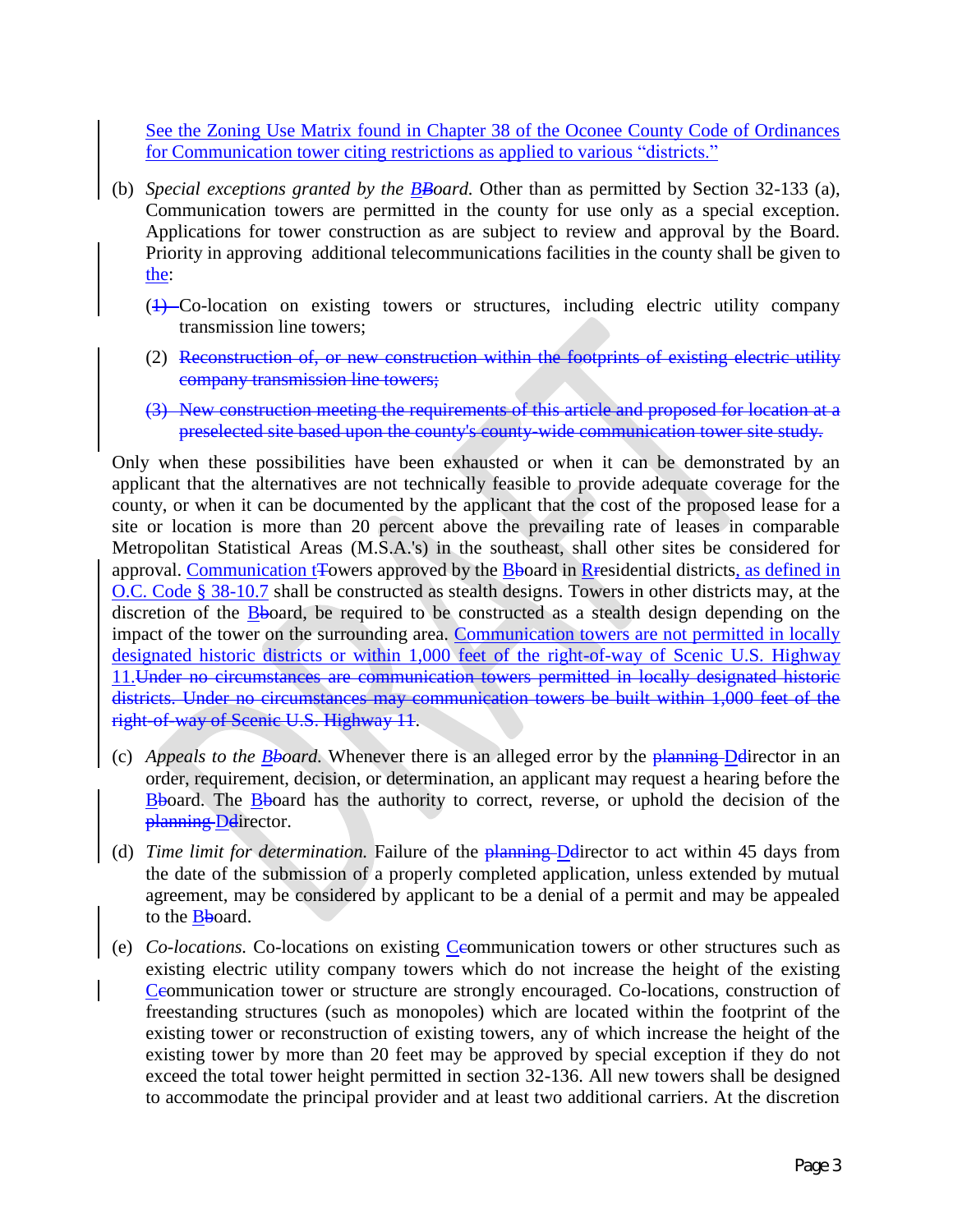See the Zoning Use Matrix found in Chapter 38 of the Oconee County Code of Ordinances for Communication tower citing restrictions as applied to various "districts."

(b) *Special exceptions granted by the BBoard.* Other than as permitted by Section 32-133 (a), Communication towers are permitted in the county for use only as a special exception. Applications for tower construction as are subject to review and approval by the Board. Priority in approving additional telecommunications facilities in the county shall be given to the:

(1) Co-location on existing towers or structures, including electric utility company transmission line towers;

(2) ~~Reconstruction of, or new construction within the footprints of existing electric utility company transmission line towers;~~

~~(3) New construction meeting the requirements of this article and proposed for location at a preselected site based upon the county's county-wide communication tower site study.~~

Only when these possibilities have been exhausted or when it can be demonstrated by an applicant that the alternatives are not technically feasible to provide adequate coverage for the county, or when it can be documented by the applicant that the cost of the proposed lease for a site or location is more than 20 percent above the prevailing rate of leases in comparable Metropolitan Statistical Areas (M.S.A.'s) in the southeast, shall other sites be considered for approval. Communication tTowers approved by the Bboard in Rresidential districts, as defined in O.C. Code § 38-10.7 shall be constructed as stealth designs. Towers in other districts may, at the discretion of the Bboard, be required to be constructed as a stealth design depending on the impact of the tower on the surrounding area. Communication towers are not permitted in locally designated historic districts or within 1,000 feet of the right-of-way of Scenic U.S. Highway 11.~~Under no circumstances are communication towers permitted in locally designated historic districts. Under no circumstances may communication towers be built within 1,000 feet of the right-of-way of Scenic U.S. Highway 11~~.

(c) *Appeals to the Bboard.* Whenever there is an alleged error by the ~~planning~~ Ddirector in an order, requirement, decision, or determination, an applicant may request a hearing before the Bboard. The Bboard has the authority to correct, reverse, or uphold the decision of the ~~planning~~ Ddirector.

(d) *Time limit for determination.* Failure of the ~~planning~~ Ddirector to act within 45 days from the date of the submission of a properly completed application, unless extended by mutual agreement, may be considered by applicant to be a denial of a permit and may be appealed to the Bboard.

(e) *Co-locations.* Co-locations on existing Ccommunication towers or other structures such as existing electric utility company towers which do not increase the height of the existing Ccommunication tower or structure are strongly encouraged. Co-locations, construction of freestanding structures (such as monopoles) which are located within the footprint of the existing tower or reconstruction of existing towers, any of which increase the height of the existing tower by more than 20 feet may be approved by special exception if they do not exceed the total tower height permitted in section 32-136. All new towers shall be designed to accommodate the principal provider and at least two additional carriers. At the discretion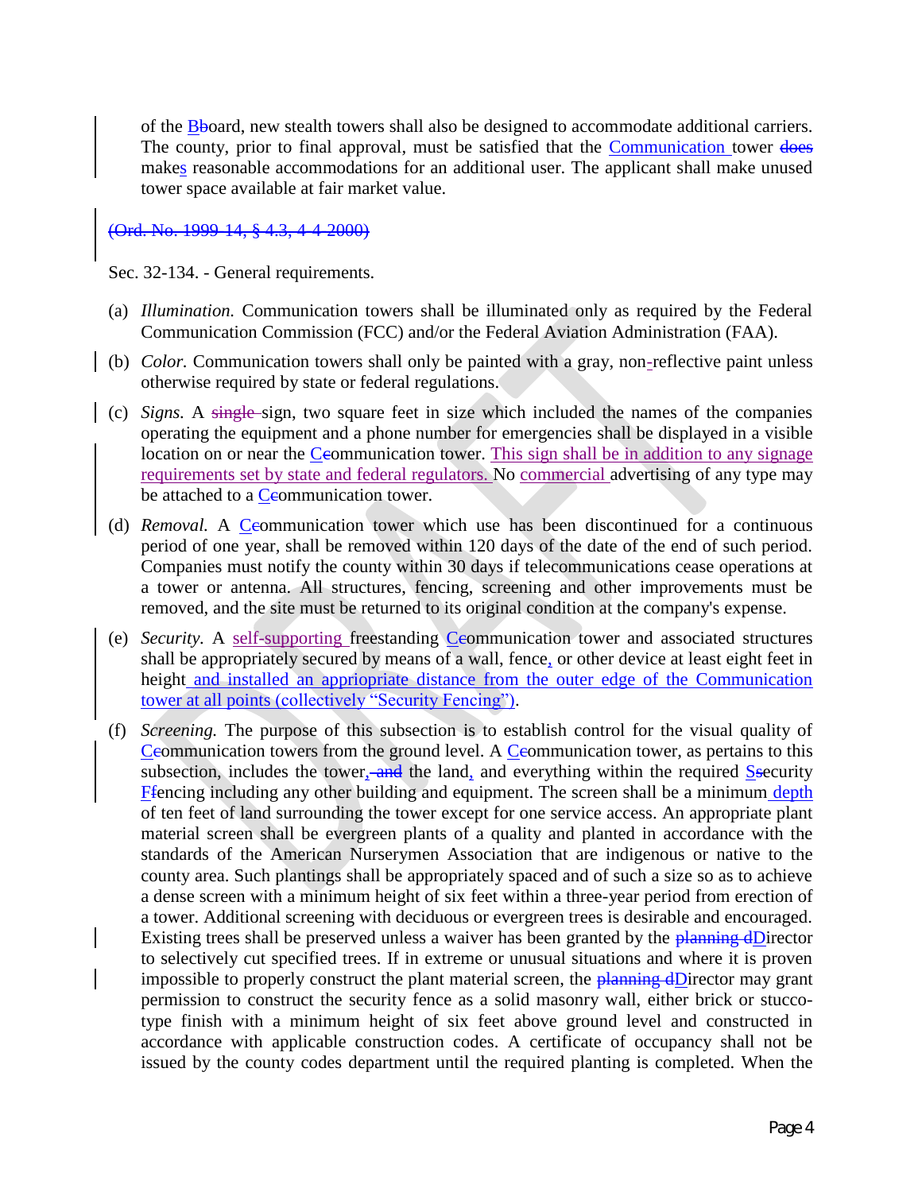of the B~~b~~oard, new stealth towers shall also be designed to accommodate additional carriers. The county, prior to final approval, must be satisfied that the Communication tower ~~does~~ makes reasonable accommodations for an additional user. The applicant shall make unused tower space available at fair market value.

~~(Ord. No. 1999-14, § 4.3, 4-4-2000)~~

Sec. 32-134. - General requirements.

(a) *Illumination.* Communication towers shall be illuminated only as required by the Federal Communication Commission (FCC) and/or the Federal Aviation Administration (FAA).

(b) *Color.* Communication towers shall only be painted with a gray, non-reflective paint unless otherwise required by state or federal regulations.

(c) *Signs.* A ~~single~~ sign, two square feet in size which included the names of the companies operating the equipment and a phone number for emergencies shall be displayed in a visible location on or near the C~~c~~ommunication tower. This sign shall be in addition to any signage requirements set by state and federal regulators. No commercial advertising of any type may be attached to a C~~c~~ommunication tower.

(d) *Removal.* A C~~c~~ommunication tower which use has been discontinued for a continuous period of one year, shall be removed within 120 days of the date of the end of such period. Companies must notify the county within 30 days if telecommunications cease operations at a tower or antenna. All structures, fencing, screening and other improvements must be removed, and the site must be returned to its original condition at the company's expense.

(e) *Security.* A self-supporting freestanding C~~c~~ommunication tower and associated structures shall be appropriately secured by means of a wall, fence, or other device at least eight feet in height and installed an appriopriate distance from the outer edge of the Communication tower at all points (collectively "Security Fencing").

(f) *Screening.* The purpose of this subsection is to establish control for the visual quality of C~~c~~ommunication towers from the ground level. A C~~c~~ommunication tower, as pertains to this subsection, includes the tower, ~~and~~ the land, and everything within the required S~~s~~ecurity F~~f~~encing including any other building and equipment. The screen shall be a minimum depth of ten feet of land surrounding the tower except for one service access. An appropriate plant material screen shall be evergreen plants of a quality and planted in accordance with the standards of the American Nurserymen Association that are indigenous or native to the county area. Such plantings shall be appropriately spaced and of such a size so as to achieve a dense screen with a minimum height of six feet within a three-year period from erection of a tower. Additional screening with deciduous or evergreen trees is desirable and encouraged. Existing trees shall be preserved unless a waiver has been granted by the ~~planning d~~Director to selectively cut specified trees. If in extreme or unusual situations and where it is proven impossible to properly construct the plant material screen, the ~~planning d~~Director may grant permission to construct the security fence as a solid masonry wall, either brick or stucco-type finish with a minimum height of six feet above ground level and constructed in accordance with applicable construction codes. A certificate of occupancy shall not be issued by the county codes department until the required planting is completed. When the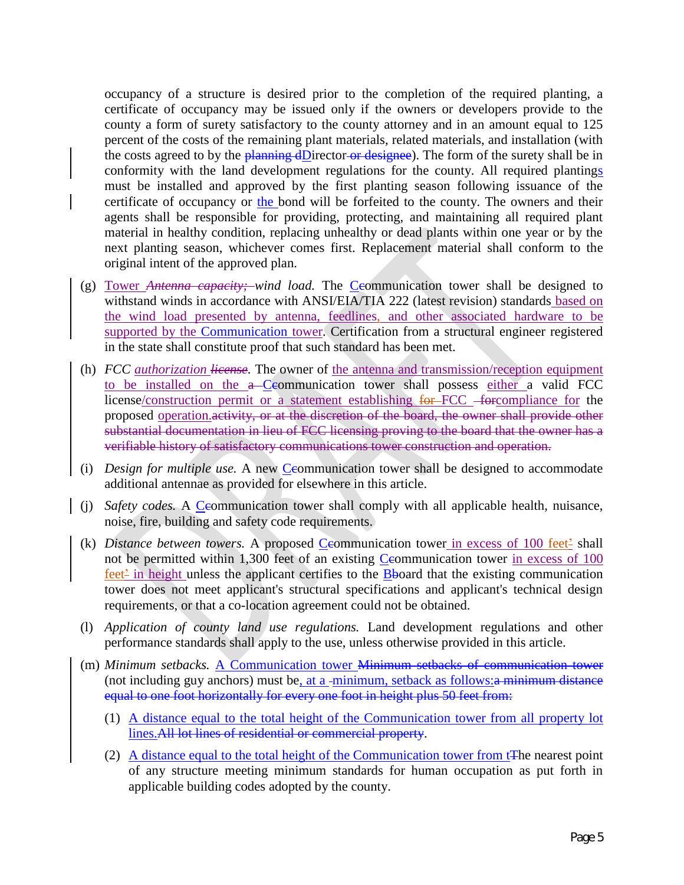occupancy of a structure is desired prior to the completion of the required planting, a certificate of occupancy may be issued only if the owners or developers provide to the county a form of surety satisfactory to the county attorney and in an amount equal to 125 percent of the costs of the remaining plant materials, related materials, and installation (with the costs agreed to by the ~~planning d~~Director~~ or designee~~). The form of the surety shall be in conformity with the land development regulations for the county. All required plantings must be installed and approved by the first planting season following issuance of the certificate of occupancy or the bond will be forfeited to the county. The owners and their agents shall be responsible for providing, protecting, and maintaining all required plant material in healthy condition, replacing unhealthy or dead plants within one year or by the next planting season, whichever comes first. Replacement material shall conform to the original intent of the approved plan.

(g) Tower ~~*Antenna capacity;*~~ *wind load.* The C~~c~~ommunication tower shall be designed to withstand winds in accordance with ANSI/EIA/TIA 222 (latest revision) standards based on the wind load presented by antenna, feedlines, and other associated hardware to be supported by the Communication tower. Certification from a structural engineer registered in the state shall constitute proof that such standard has been met.

(h) *FCC authorization ~~license~~.* The owner of the antenna and transmission/reception equipment to be installed on the ~~a~~ C~~c~~ommunication tower shall possess either a valid FCC license/construction permit or a statement establishing ~~for~~ FCC ~~for~~compliance for the proposed operation.~~activity, or at the discretion of the board, the owner shall provide other substantial documentation in lieu of FCC licensing proving to the board that the owner has a verifiable history of satisfactory communications tower construction and operation.~~

(i) *Design for multiple use.* A new C~~c~~ommunication tower shall be designed to accommodate additional antennae as provided for elsewhere in this article.

(j) *Safety codes.* A C~~c~~ommunication tower shall comply with all applicable health, nuisance, noise, fire, building and safety code requirements.

(k) *Distance between towers.* A proposed C~~c~~ommunication tower in excess of 100 feet~~'~~ shall not be permitted within 1,300 feet of an existing C~~c~~ommunication tower in excess of 100 feet~~'~~ in height unless the applicant certifies to the B~~b~~oard that the existing communication tower does not meet applicant's structural specifications and applicant's technical design requirements, or that a co-location agreement could not be obtained.

(l) *Application of county land use regulations.* Land development regulations and other performance standards shall apply to the use, unless otherwise provided in this article.

(m) *Minimum setbacks.* A Communication tower ~~Minimum setbacks of communication tower~~ (not including guy anchors) must be, at a minimum, setback as follows:~~a minimum distance equal to one foot horizontally for every one foot in height plus 50 feet from:~~

  (1) A distance equal to the total height of the Communication tower from all property lot lines.~~All lot lines of residential or commercial property~~.

  (2) A distance equal to the total height of the Communication tower from t~~T~~he nearest point of any structure meeting minimum standards for human occupation as put forth in applicable building codes adopted by the county.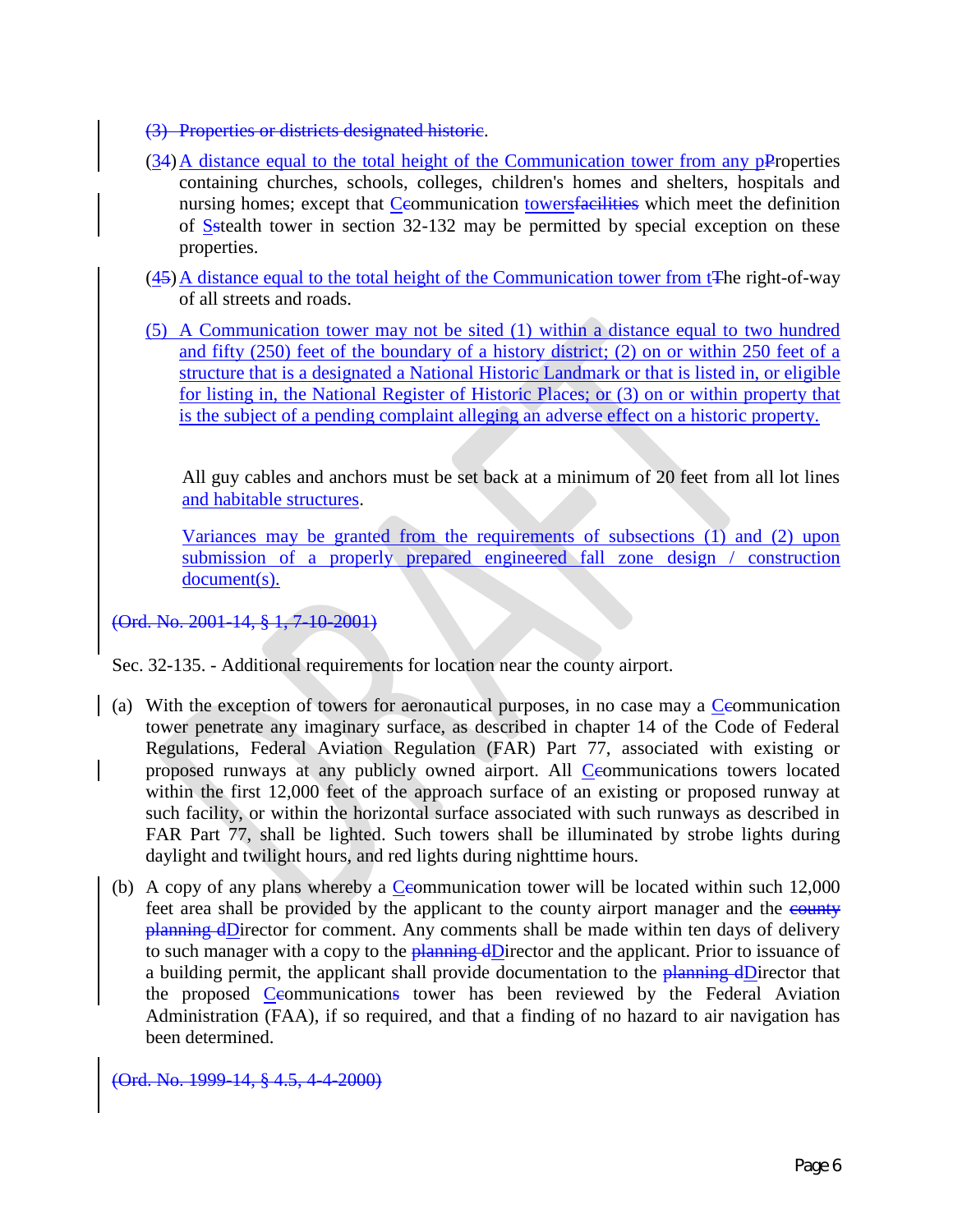(3) Properties or districts designated historic.

(34) A distance equal to the total height of the Communication tower from any pProperties containing churches, schools, colleges, children's homes and shelters, hospitals and nursing homes; except that Ccommunication towersfacilities which meet the definition of Sstealth tower in section 32-132 may be permitted by special exception on these properties.

(45) A distance equal to the total height of the Communication tower from tThe right-of-way of all streets and roads.

(5) A Communication tower may not be sited (1) within a distance equal to two hundred and fifty (250) feet of the boundary of a history district; (2) on or within 250 feet of a structure that is a designated a National Historic Landmark or that is listed in, or eligible for listing in, the National Register of Historic Places; or (3) on or within property that is the subject of a pending complaint alleging an adverse effect on a historic property.

All guy cables and anchors must be set back at a minimum of 20 feet from all lot lines and habitable structures.

Variances may be granted from the requirements of subsections (1) and (2) upon submission of a properly prepared engineered fall zone design / construction document(s).

(Ord. No. 2001-14, § 1, 7-10-2001)

Sec. 32-135. - Additional requirements for location near the county airport.

(a) With the exception of towers for aeronautical purposes, in no case may a Ccommunication tower penetrate any imaginary surface, as described in chapter 14 of the Code of Federal Regulations, Federal Aviation Regulation (FAR) Part 77, associated with existing or proposed runways at any publicly owned airport. All Ccommunications towers located within the first 12,000 feet of the approach surface of an existing or proposed runway at such facility, or within the horizontal surface associated with such runways as described in FAR Part 77, shall be lighted. Such towers shall be illuminated by strobe lights during daylight and twilight hours, and red lights during nighttime hours.

(b) A copy of any plans whereby a Ccommunication tower will be located within such 12,000 feet area shall be provided by the applicant to the county airport manager and the county planning dDirector for comment. Any comments shall be made within ten days of delivery to such manager with a copy to the planning dDirector and the applicant. Prior to issuance of a building permit, the applicant shall provide documentation to the planning dDirector that the proposed Ccommunications tower has been reviewed by the Federal Aviation Administration (FAA), if so required, and that a finding of no hazard to air navigation has been determined.

(Ord. No. 1999-14, § 4.5, 4-4-2000)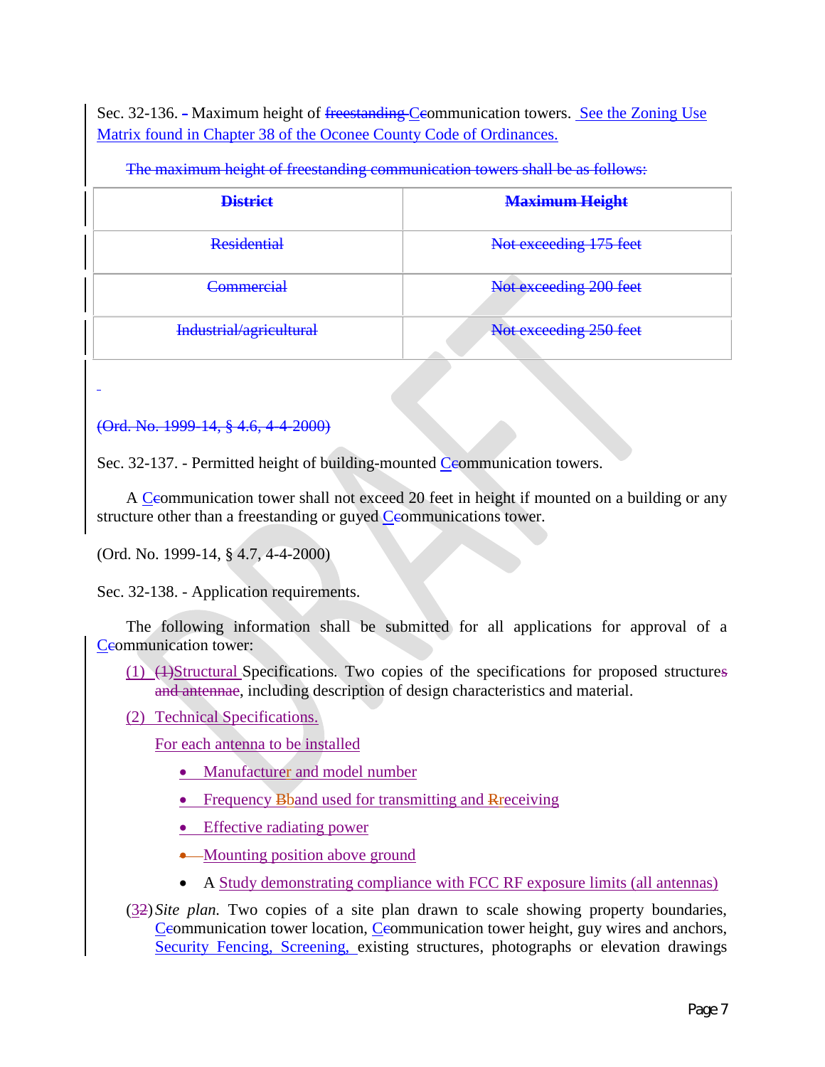Sec. 32-136. – Maximum height of ~~freestanding~~ ~~c~~Communication towers. See the Zoning Use Matrix found in Chapter 38 of the Oconee County Code of Ordinances.

~~The maximum height of freestanding communication towers shall be as follows:~~

| ~~District~~ | ~~Maximum Height~~ |
| --- | --- |
| ~~Residential~~ | ~~Not exceeding 175 feet~~ |
| ~~Commercial~~ | ~~Not exceeding 200 feet~~ |
| ~~Industrial/agricultural~~ | ~~Not exceeding 250 feet~~ |

~~(Ord. No. 1999-14, § 4.6, 4-4-2000)~~

Sec. 32-137. - Permitted height of building-mounted Communication towers.

A Communication tower shall not exceed 20 feet in height if mounted on a building or any structure other than a freestanding or guyed Communications tower.

(Ord. No. 1999-14, § 4.7, 4-4-2000)

Sec. 32-138. - Application requirements.

The following information shall be submitted for all applications for approval of a Communication tower:

(1) ~~(1)~~Structural Specifications. Two copies of the specifications for proposed structure~~s~~ ~~and antennae~~, including description of design characteristics and material.

(2) Technical Specifications.

For each antenna to be installed

- Manufacturer and model number
- Frequency Band used for transmitting and Receiving
- Effective radiating power
- Mounting position above ground
- A Study demonstrating compliance with FCC RF exposure limits (all antennas)

(3~~2~~) *Site plan.* Two copies of a site plan drawn to scale showing property boundaries, Communication tower location, Communication tower height, guy wires and anchors, Security Fencing, Screening, existing structures, photographs or elevation drawings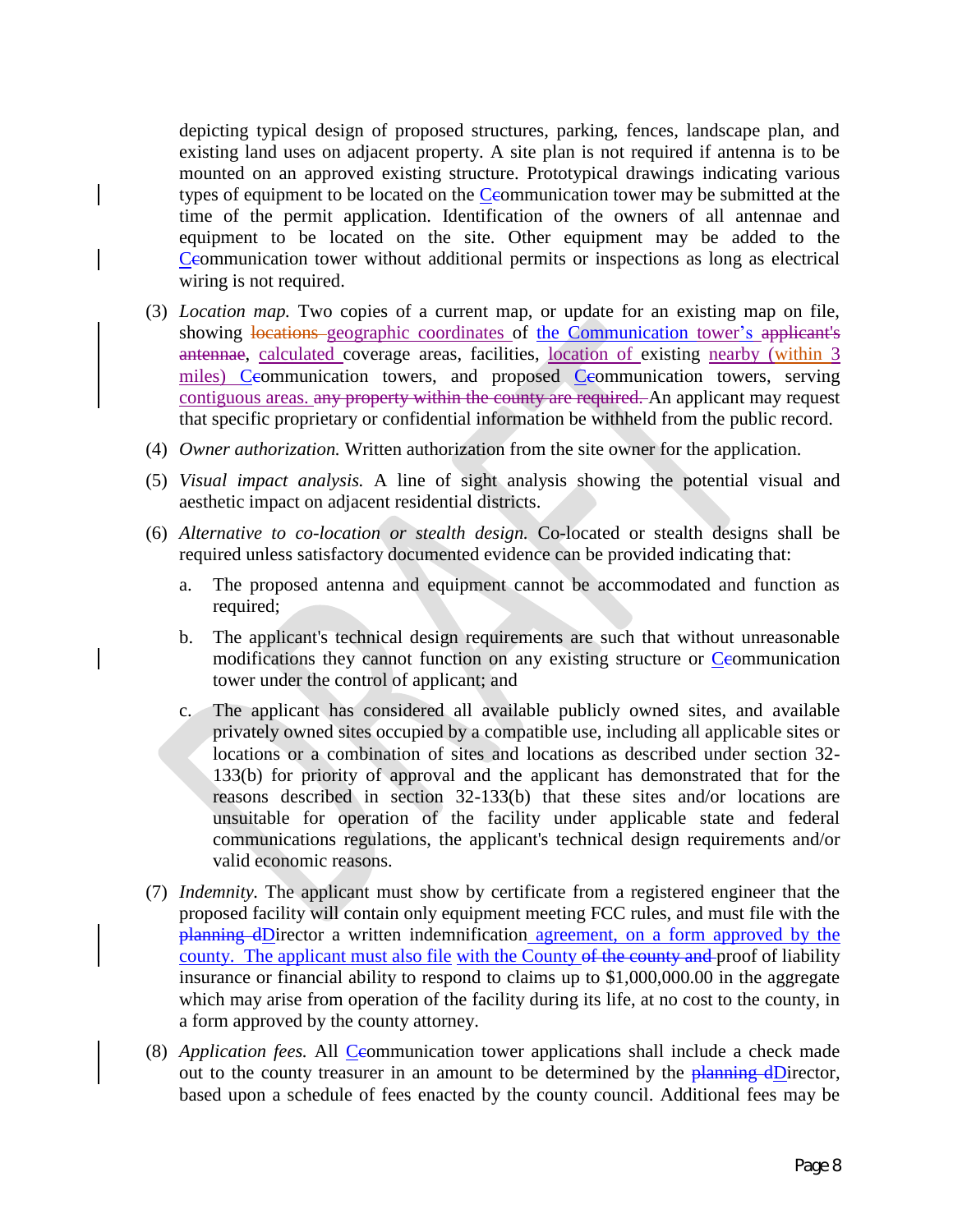depicting typical design of proposed structures, parking, fences, landscape plan, and existing land uses on adjacent property. A site plan is not required if antenna is to be mounted on an approved existing structure. Prototypical drawings indicating various types of equipment to be located on the C~~c~~ommunication tower may be submitted at the time of the permit application. Identification of the owners of all antennae and equipment to be located on the site. Other equipment may be added to the C~~c~~ommunication tower without additional permits or inspections as long as electrical wiring is not required.

(3) *Location map.* Two copies of a current map, or update for an existing map on file, showing ~~locations~~ geographic coordinates of the Communication tower's ~~applicant's antennae~~, calculated coverage areas, facilities, location of existing nearby (within 3 miles) C~~c~~ommunication towers, and proposed C~~c~~ommunication towers, serving contiguous areas. ~~any property within the county are required.~~ An applicant may request that specific proprietary or confidential information be withheld from the public record.

(4) *Owner authorization.* Written authorization from the site owner for the application.

(5) *Visual impact analysis.* A line of sight analysis showing the potential visual and aesthetic impact on adjacent residential districts.

(6) *Alternative to co-location or stealth design.* Co-located or stealth designs shall be required unless satisfactory documented evidence can be provided indicating that:

   a. The proposed antenna and equipment cannot be accommodated and function as required;

   b. The applicant's technical design requirements are such that without unreasonable modifications they cannot function on any existing structure or C~~c~~ommunication tower under the control of applicant; and

   c. The applicant has considered all available publicly owned sites, and available privately owned sites occupied by a compatible use, including all applicable sites or locations or a combination of sites and locations as described under section 32-133(b) for priority of approval and the applicant has demonstrated that for the reasons described in section 32-133(b) that these sites and/or locations are unsuitable for operation of the facility under applicable state and federal communications regulations, the applicant's technical design requirements and/or valid economic reasons.

(7) *Indemnity.* The applicant must show by certificate from a registered engineer that the proposed facility will contain only equipment meeting FCC rules, and must file with the ~~planning d~~Director a written indemnification agreement, on a form approved by the county. The applicant must also file with the County ~~of the county and~~ proof of liability insurance or financial ability to respond to claims up to $1,000,000.00 in the aggregate which may arise from operation of the facility during its life, at no cost to the county, in a form approved by the county attorney.

(8) *Application fees.* All C~~c~~ommunication tower applications shall include a check made out to the county treasurer in an amount to be determined by the ~~planning d~~Director, based upon a schedule of fees enacted by the county council. Additional fees may be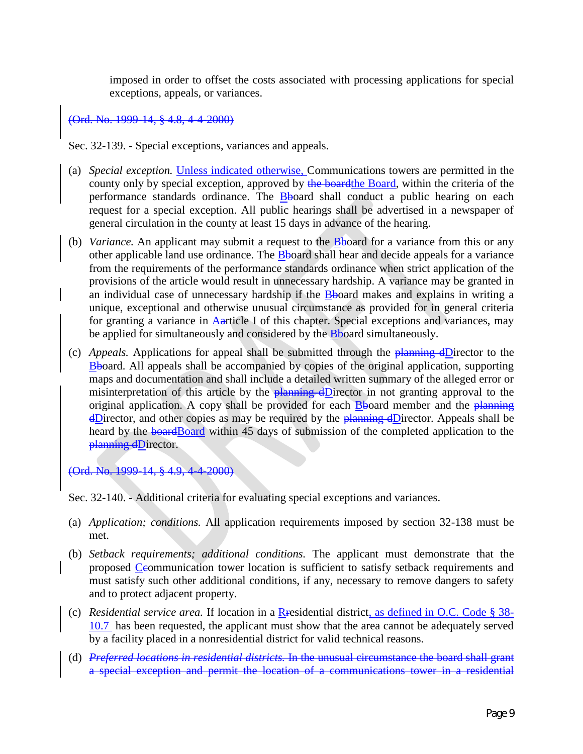imposed in order to offset the costs associated with processing applications for special exceptions, appeals, or variances.

~~(Ord. No. 1999-14, § 4.8, 4-4-2000)~~

Sec. 32-139. - Special exceptions, variances and appeals.

(a) *Special exception.* Unless indicated otherwise, Communications towers are permitted in the county only by special exception, approved by ~~the board~~the Board, within the criteria of the performance standards ordinance. The B~~b~~oard shall conduct a public hearing on each request for a special exception. All public hearings shall be advertised in a newspaper of general circulation in the county at least 15 days in advance of the hearing.

(b) *Variance.* An applicant may submit a request to the B~~b~~oard for a variance from this or any other applicable land use ordinance. The B~~b~~oard shall hear and decide appeals for a variance from the requirements of the performance standards ordinance when strict application of the provisions of the article would result in unnecessary hardship. A variance may be granted in an individual case of unnecessary hardship if the B~~b~~oard makes and explains in writing a unique, exceptional and otherwise unusual circumstance as provided for in general criteria for granting a variance in A~~a~~rticle I of this chapter. Special exceptions and variances, may be applied for simultaneously and considered by the B~~b~~oard simultaneously.

(c) *Appeals.* Applications for appeal shall be submitted through the ~~planning d~~Director to the B~~b~~oard. All appeals shall be accompanied by copies of the original application, supporting maps and documentation and shall include a detailed written summary of the alleged error or misinterpretation of this article by the ~~planning d~~Director in not granting approval to the original application. A copy shall be provided for each B~~b~~oard member and the ~~planning d~~Director, and other copies as may be required by the ~~planning d~~Director. Appeals shall be heard by the ~~board~~Board within 45 days of submission of the completed application to the ~~planning d~~Director.

~~(Ord. No. 1999-14, § 4.9, 4-4-2000)~~

Sec. 32-140. - Additional criteria for evaluating special exceptions and variances.

(a) *Application; conditions.* All application requirements imposed by section 32-138 must be met.

(b) *Setback requirements; additional conditions.* The applicant must demonstrate that the proposed C~~c~~ommunication tower location is sufficient to satisfy setback requirements and must satisfy such other additional conditions, if any, necessary to remove dangers to safety and to protect adjacent property.

(c) *Residential service area.* If location in a R~~r~~esidential district, as defined in O.C. Code § 38-10.7 has been requested, the applicant must show that the area cannot be adequately served by a facility placed in a nonresidential district for valid technical reasons.

(d) ~~*Preferred locations in residential districts.* In the unusual circumstance the board shall grant a special exception and permit the location of a communications tower in a residential~~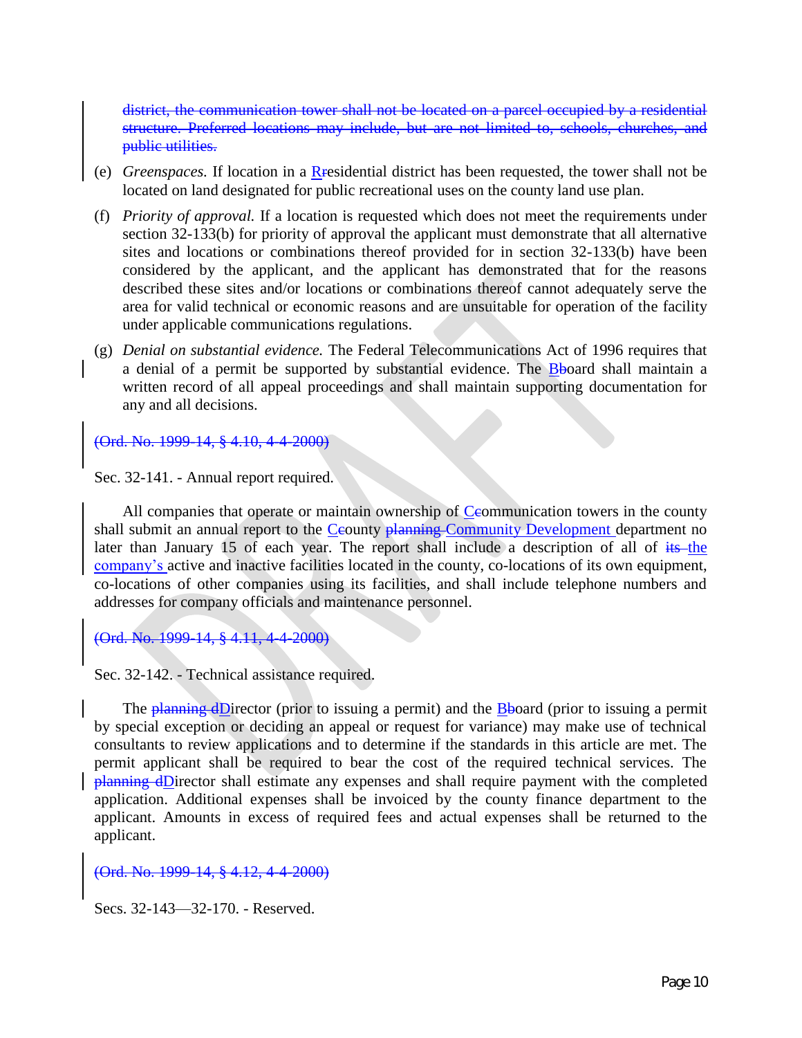~~district, the communication tower shall not be located on a parcel occupied by a residential structure. Preferred locations may include, but are not limited to, schools, churches, and public utilities.~~

(e) *Greenspaces.* If location in a <u>R</u>~~r~~esidential district has been requested, the tower shall not be located on land designated for public recreational uses on the county land use plan.

(f) *Priority of approval.* If a location is requested which does not meet the requirements under section 32-133(b) for priority of approval the applicant must demonstrate that all alternative sites and locations or combinations thereof provided for in section 32-133(b) have been considered by the applicant, and the applicant has demonstrated that for the reasons described these sites and/or locations or combinations thereof cannot adequately serve the area for valid technical or economic reasons and are unsuitable for operation of the facility under applicable communications regulations.

(g) *Denial on substantial evidence.* The Federal Telecommunications Act of 1996 requires that a denial of a permit be supported by substantial evidence. The <u>B</u>~~b~~oard shall maintain a written record of all appeal proceedings and shall maintain supporting documentation for any and all decisions.

~~(Ord. No. 1999-14, § 4.10, 4-4-2000)~~

Sec. 32-141. - Annual report required.

All companies that operate or maintain ownership of <u>C</u>~~c~~ommunication towers in the county shall submit an annual report to the <u>C</u>~~c~~ounty ~~planning~~ <u>Community Development</u> department no later than January 15 of each year. The report shall include a description of all of ~~its~~ <u>the company's</u> active and inactive facilities located in the county, co-locations of its own equipment, co-locations of other companies using its facilities, and shall include telephone numbers and addresses for company officials and maintenance personnel.

~~(Ord. No. 1999-14, § 4.11, 4-4-2000)~~

Sec. 32-142. - Technical assistance required.

The ~~planning d~~<u>D</u>irector (prior to issuing a permit) and the <u>B</u>~~b~~oard (prior to issuing a permit by special exception or deciding an appeal or request for variance) may make use of technical consultants to review applications and to determine if the standards in this article are met. The permit applicant shall be required to bear the cost of the required technical services. The ~~planning d~~<u>D</u>irector shall estimate any expenses and shall require payment with the completed application. Additional expenses shall be invoiced by the county finance department to the applicant. Amounts in excess of required fees and actual expenses shall be returned to the applicant.

~~(Ord. No. 1999-14, § 4.12, 4-4-2000)~~

Secs. 32-143—32-170. - Reserved.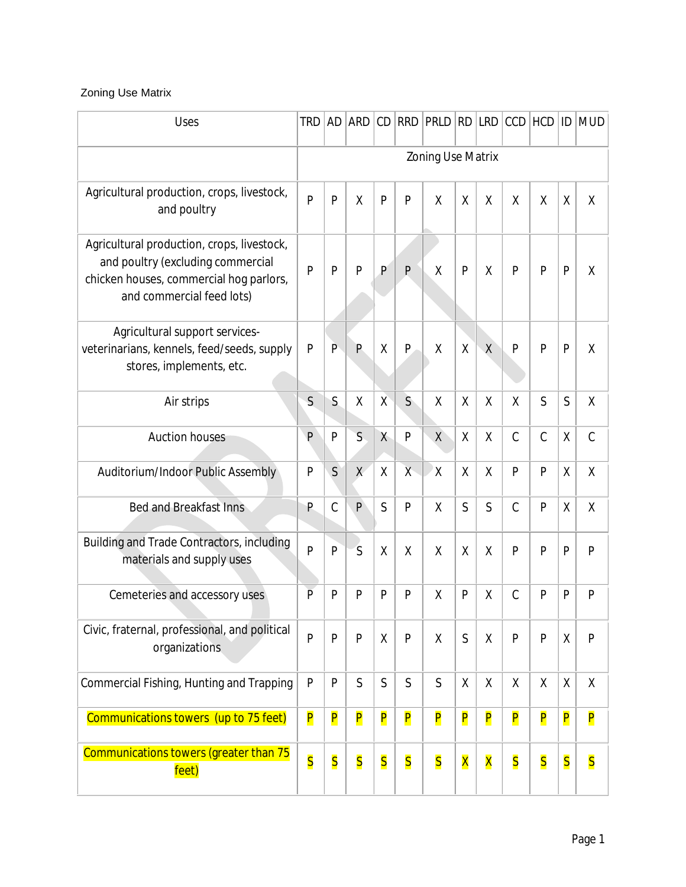Zoning Use Matrix

| Uses | TRD | AD | ARD | CD | RRD | PRLD | RD | LRD | CCD | HCD | ID | MUD |
|---|---|---|---|---|---|---|---|---|---|---|---|---|
| | Zoning Use Matrix | | | | | | | | | | | |
| Agricultural production, crops, livestock, and poultry | P | P | X | P | P | X | X | X | X | X | X | X |
| Agricultural production, crops, livestock, and poultry (excluding commercial chicken houses, commercial hog parlors, and commercial feed lots) | P | P | P | P | P | X | P | X | P | P | P | X |
| Agricultural support services- veterinarians, kennels, feed/seeds, supply stores, implements, etc. | P | P | P | X | P | X | X | X | P | P | P | X |
| Air strips | S | S | X | X | S | X | X | X | X | S | S | X |
| Auction houses | P | P | S | X | P | X | X | X | C | C | X | C |
| Auditorium/Indoor Public Assembly | P | S | X | X | X | X | X | X | P | P | X | X |
| Bed and Breakfast Inns | P | C | P | S | P | X | S | S | C | P | X | X |
| Building and Trade Contractors, including materials and supply uses | P | P | S | X | X | X | X | X | P | P | P | P |
| Cemeteries and accessory uses | P | P | P | P | P | X | P | X | C | P | P | P |
| Civic, fraternal, professional, and political organizations | P | P | P | X | P | X | S | X | P | P | X | P |
| Commercial Fishing, Hunting and Trapping | P | P | S | S | S | S | X | X | X | X | X | X |
| Communications towers (up to 75 feet) | P | P | P | P | P | P | P | P | P | P | P | P |
| Communications towers (greater than 75 feet) | S | S | S | S | S | S | X | X | S | S | S | S |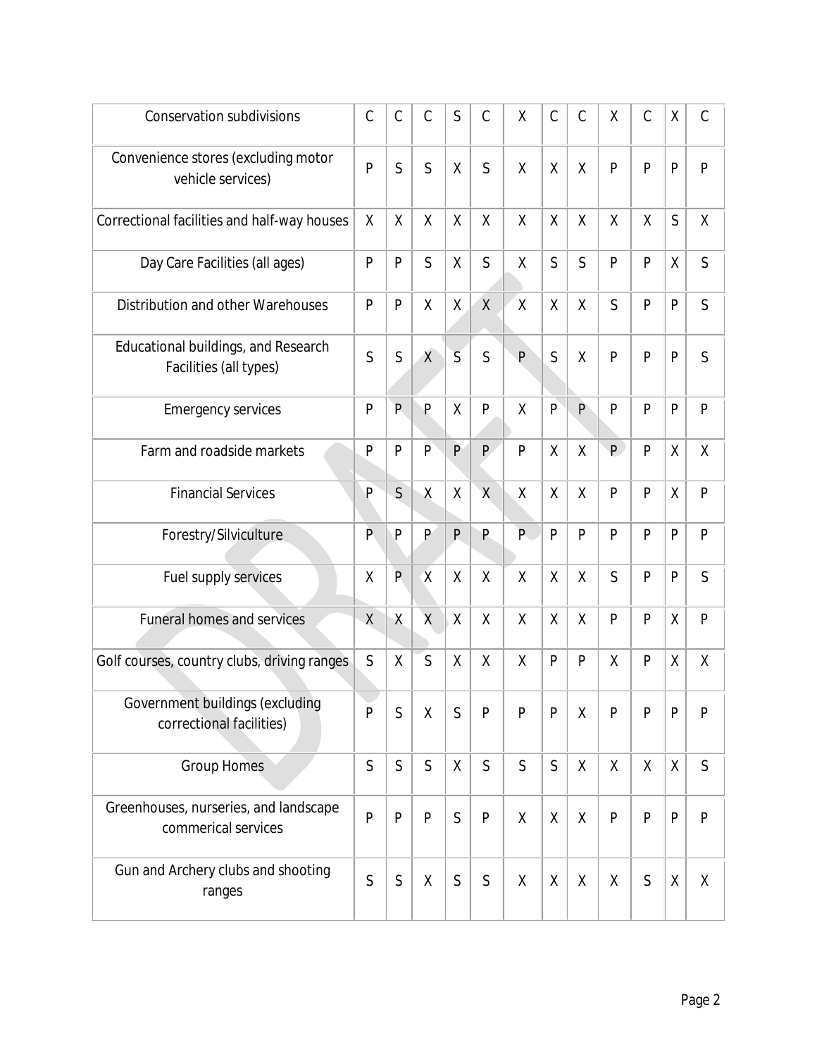| | | | | | | | | | | | | |
|---|---|---|---|---|---|---|---|---|---|---|---|---|
| Conservation subdivisions | C | C | C | S | C | X | C | C | X | C | X | C |
| Convenience stores (excluding motor vehicle services) | P | S | S | X | S | X | X | X | P | P | P | P |
| Correctional facilities and half-way houses | X | X | X | X | X | X | X | X | X | X | S | X |
| Day Care Facilities (all ages) | P | P | S | X | S | X | S | S | P | P | X | S |
| Distribution and other Warehouses | P | P | X | X | X | X | X | X | S | P | P | S |
| Educational buildings, and Research Facilities (all types) | S | S | X | S | S | P | S | X | P | P | P | S |
| Emergency services | P | P | P | X | P | X | P | P | P | P | P | P |
| Farm and roadside markets | P | P | P | P | P | P | X | X | P | P | X | X |
| Financial Services | P | S | X | X | X | X | X | X | P | P | X | P |
| Forestry/Silviculture | P | P | P | P | P | P | P | P | P | P | P | P |
| Fuel supply services | X | P | X | X | X | X | X | X | S | P | P | S |
| Funeral homes and services | X | X | X | X | X | X | X | X | P | P | X | P |
| Golf courses, country clubs, driving ranges | S | X | S | X | X | X | P | P | X | P | X | X |
| Government buildings (excluding correctional facilities) | P | S | X | S | P | P | P | X | P | P | P | P |
| Group Homes | S | S | S | X | S | S | S | X | X | X | X | S |
| Greenhouses, nurseries, and landscape commerical services | P | P | P | S | P | X | X | X | P | P | P | P |
| Gun and Archery clubs and shooting ranges | S | S | X | S | S | X | X | X | X | S | X | X |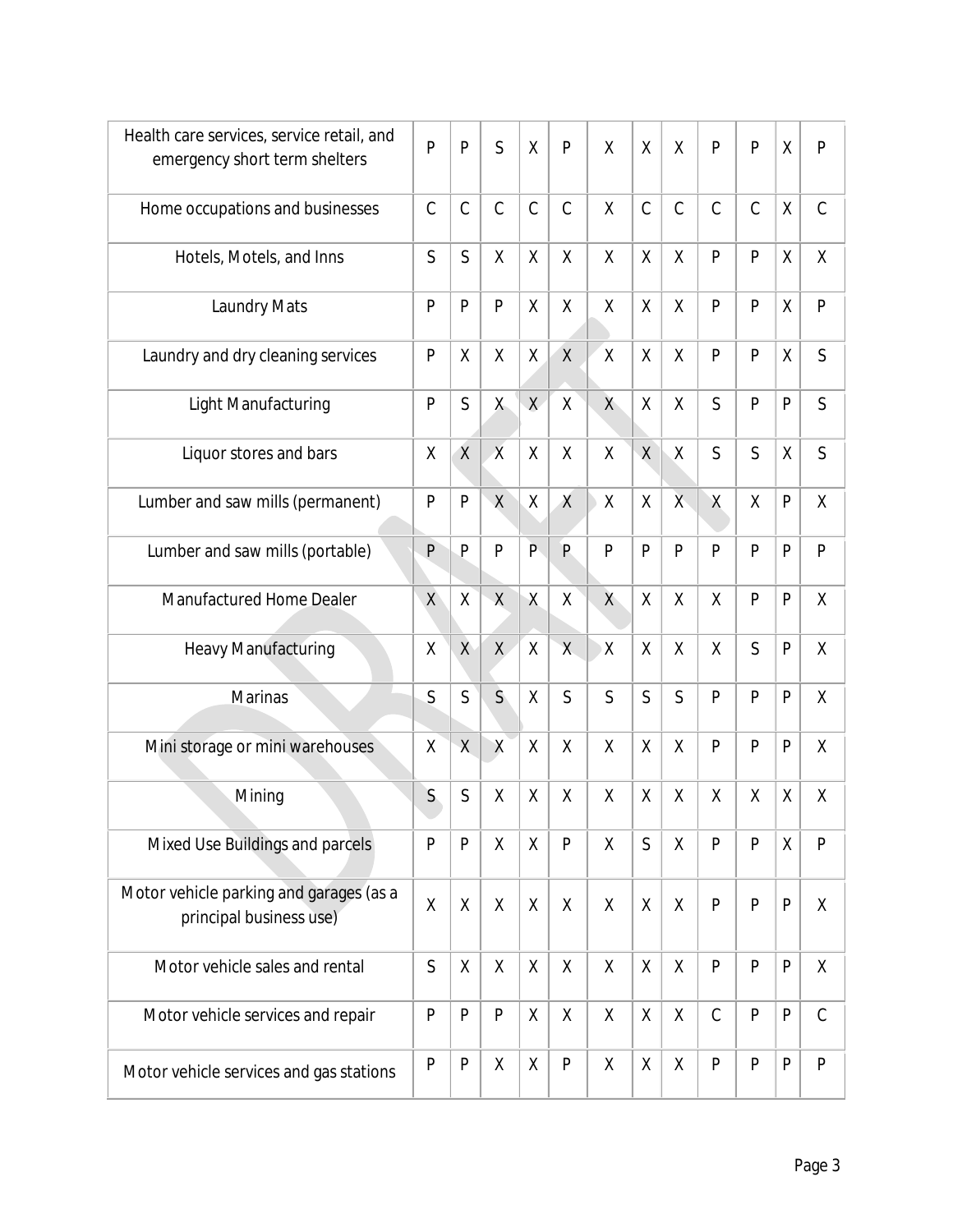| | | | | | | | | | | | | |
|---|---|---|---|---|---|---|---|---|---|---|---|---|
| Health care services, service retail, and emergency short term shelters | P | P | S | X | P | X | X | X | P | P | X | P |
| Home occupations and businesses | C | C | C | C | C | X | C | C | C | C | X | C |
| Hotels, Motels, and Inns | S | S | X | X | X | X | X | X | P | P | X | X |
| Laundry Mats | P | P | P | X | X | X | X | X | P | P | X | P |
| Laundry and dry cleaning services | P | X | X | X | X | X | X | X | P | P | X | S |
| Light Manufacturing | P | S | X | X | X | X | X | X | S | P | P | S |
| Liquor stores and bars | X | X | X | X | X | X | X | X | S | S | X | S |
| Lumber and saw mills (permanent) | P | P | X | X | X | X | X | X | X | X | P | X |
| Lumber and saw mills (portable) | P | P | P | P | P | P | P | P | P | P | P | P |
| Manufactured Home Dealer | X | X | X | X | X | X | X | X | X | P | P | X |
| Heavy Manufacturing | X | X | X | X | X | X | X | X | X | S | P | X |
| Marinas | S | S | S | X | S | S | S | S | P | P | P | X |
| Mini storage or mini warehouses | X | X | X | X | X | X | X | X | P | P | P | X |
| Mining | S | S | X | X | X | X | X | X | X | X | X | X |
| Mixed Use Buildings and parcels | P | P | X | X | P | X | S | X | P | P | X | P |
| Motor vehicle parking and garages (as a principal business use) | X | X | X | X | X | X | X | X | P | P | P | X |
| Motor vehicle sales and rental | S | X | X | X | X | X | X | X | P | P | P | X |
| Motor vehicle services and repair | P | P | P | X | X | X | X | X | C | P | P | C |
| Motor vehicle services and gas stations | P | P | X | X | P | X | X | X | P | P | P | P |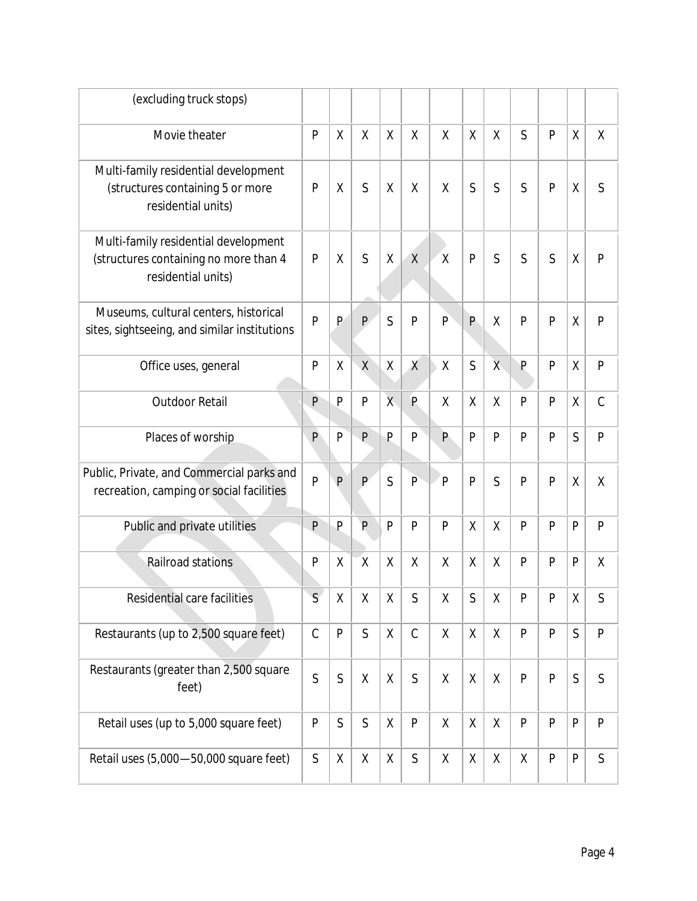| (excluding truck stops) | | | | | | | | | | | | |
|---|---|---|---|---|---|---|---|---|---|---|---|---|
| Movie theater | P | X | X | X | X | X | X | X | S | P | X | X |
| Multi-family residential development (structures containing 5 or more residential units) | P | X | S | X | X | X | S | S | S | P | X | S |
| Multi-family residential development (structures containing no more than 4 residential units) | P | X | S | X | X | X | P | S | S | S | X | P |
| Museums, cultural centers, historical sites, sightseeing, and similar institutions | P | P | P | S | P | P | P | X | P | P | X | P |
| Office uses, general | P | X | X | X | X | X | S | X | P | P | X | P |
| Outdoor Retail | P | P | P | X | P | X | X | X | P | P | X | C |
| Places of worship | P | P | P | P | P | P | P | P | P | P | S | P |
| Public, Private, and Commercial parks and recreation, camping or social facilities | P | P | P | S | P | P | P | S | P | P | X | X |
| Public and private utilities | P | P | P | P | P | P | X | X | P | P | P | P |
| Railroad stations | P | X | X | X | X | X | X | X | P | P | P | X |
| Residential care facilities | S | X | X | X | S | X | S | X | P | P | X | S |
| Restaurants (up to 2,500 square feet) | C | P | S | X | C | X | X | X | P | P | S | P |
| Restaurants (greater than 2,500 square feet) | S | S | X | X | S | X | X | X | P | P | S | S |
| Retail uses (up to 5,000 square feet) | P | S | S | X | P | X | X | X | P | P | P | P |
| Retail uses (5,000—50,000 square feet) | S | X | X | X | S | X | X | X | X | P | P | S |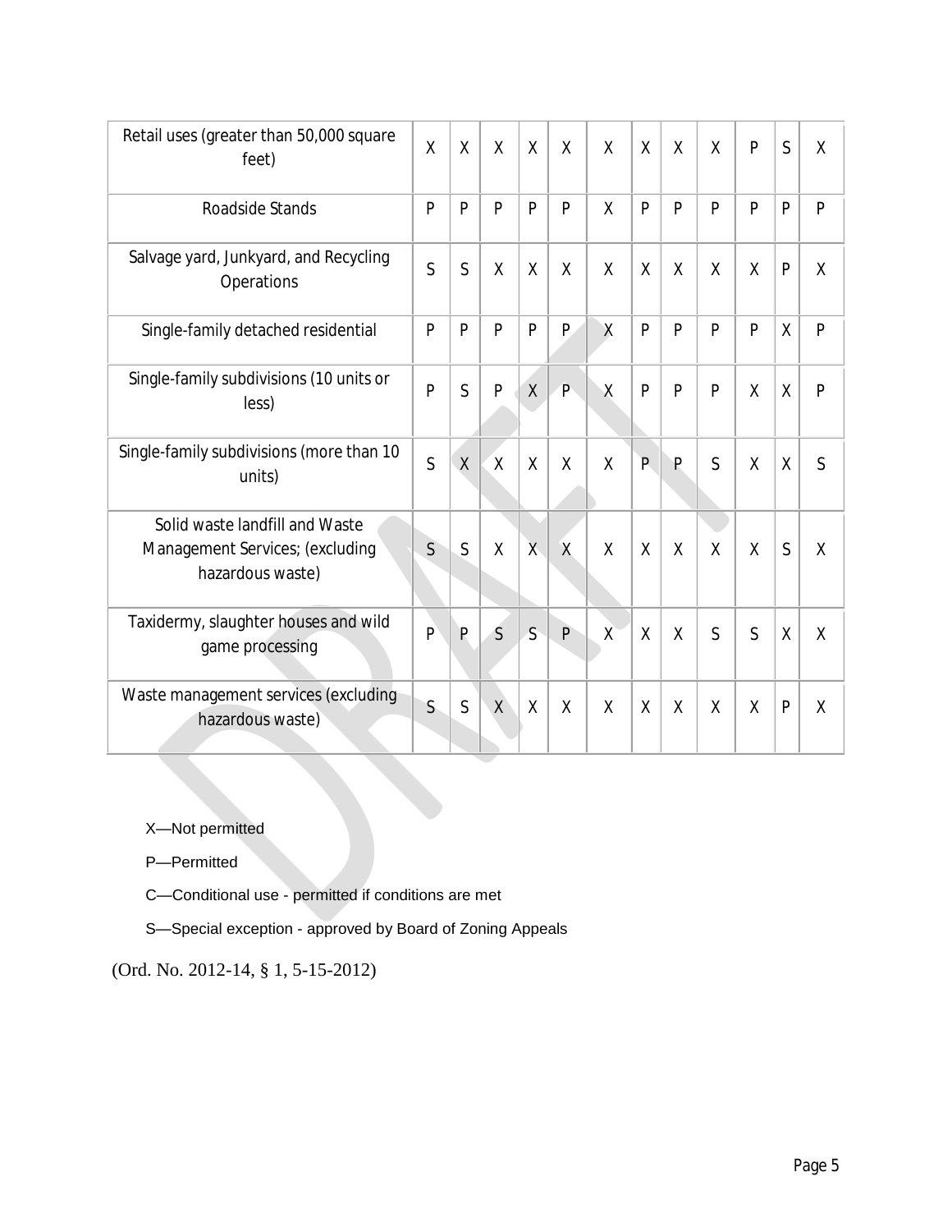| Retail uses (greater than 50,000 square feet) | X | X | X | X | X | X | X | X | X | P | S | X |
|---|---|---|---|---|---|---|---|---|---|---|---|---|
| Roadside Stands | P | P | P | P | P | X | P | P | P | P | P | P |
| Salvage yard, Junkyard, and Recycling Operations | S | S | X | X | X | X | X | X | X | X | P | X |
| Single-family detached residential | P | P | P | P | P | X | P | P | P | P | X | P |
| Single-family subdivisions (10 units or less) | P | S | P | X | P | X | P | P | P | X | X | P |
| Single-family subdivisions (more than 10 units) | S | X | X | X | X | X | P | P | S | X | X | S |
| Solid waste landfill and Waste Management Services; (excluding hazardous waste) | S | S | X | X | X | X | X | X | X | X | S | X |
| Taxidermy, slaughter houses and wild game processing | P | P | S | S | P | X | X | X | S | S | X | X |
| Waste management services (excluding hazardous waste) | S | S | X | X | X | X | X | X | X | X | P | X |

X—Not permitted

P—Permitted

C—Conditional use - permitted if conditions are met

S—Special exception - approved by Board of Zoning Appeals

(Ord. No. 2012-14, § 1, 5-15-2012)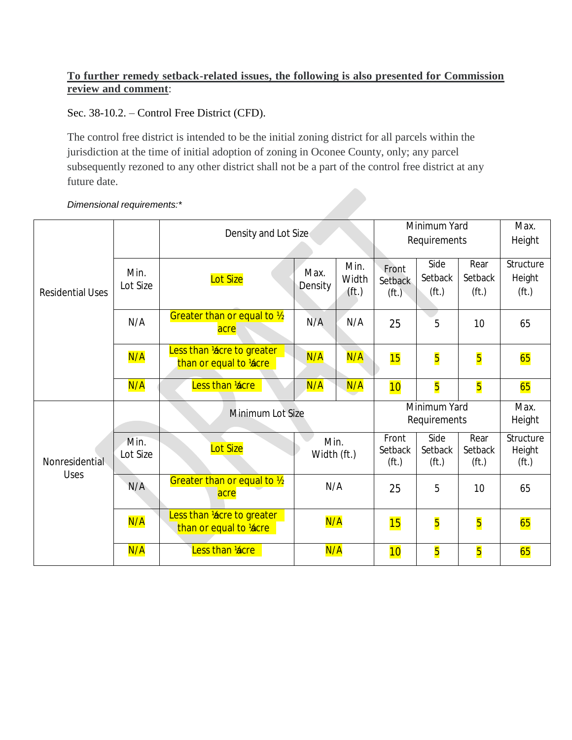**<u>To further remedy setback-related issues, the following is also presented for Commission review and comment</u>**:

Sec. 38-10.2. – Control Free District (CFD).

The control free district is intended to be the initial zoning district for all parcels within the jurisdiction at the time of initial adoption of zoning in Oconee County, only; any parcel subsequently rezoned to any other district shall not be a part of the control free district at any future date.

*Dimensional requirements:**

| | | | | | | | | |
|---|---|---|---|---|---|---|---|---|
| Residential Uses | | Density and Lot Size | | | Minimum Yard Requirements | | | Max. Height |
| | Min. Lot Size | Lot Size | Max. Density | Min. Width (ft.) | Front Setback (ft.) | Side Setback (ft.) | Rear Setback (ft.) | Structure Height (ft.) |
| | N/A | Greater than or equal to ½ acre | N/A | N/A | 25 | 5 | 10 | 65 |
| | N/A | Less than ½ acre to greater than or equal to ¼ acre | N/A | N/A | 15 | 5 | 5 | 65 |
| | N/A | Less than ¼ acre | N/A | N/A | 10 | 5 | 5 | 65 |
| Nonresidential Uses | | Minimum Lot Size | | | Minimum Yard Requirements | | | Max. Height |
| | Min. Lot Size | Lot Size | Min. Width (ft.) | | Front Setback (ft.) | Side Setback (ft.) | Rear Setback (ft.) | Structure Height (ft.) |
| | N/A | Greater than or equal to ½ acre | N/A | | 25 | 5 | 10 | 65 |
| | N/A | Less than ½ acre to greater than or equal to ¼ acre | N/A | | 15 | 5 | 5 | 65 |
| | N/A | Less than ¼ acre | N/A | | 10 | 5 | 5 | 65 |